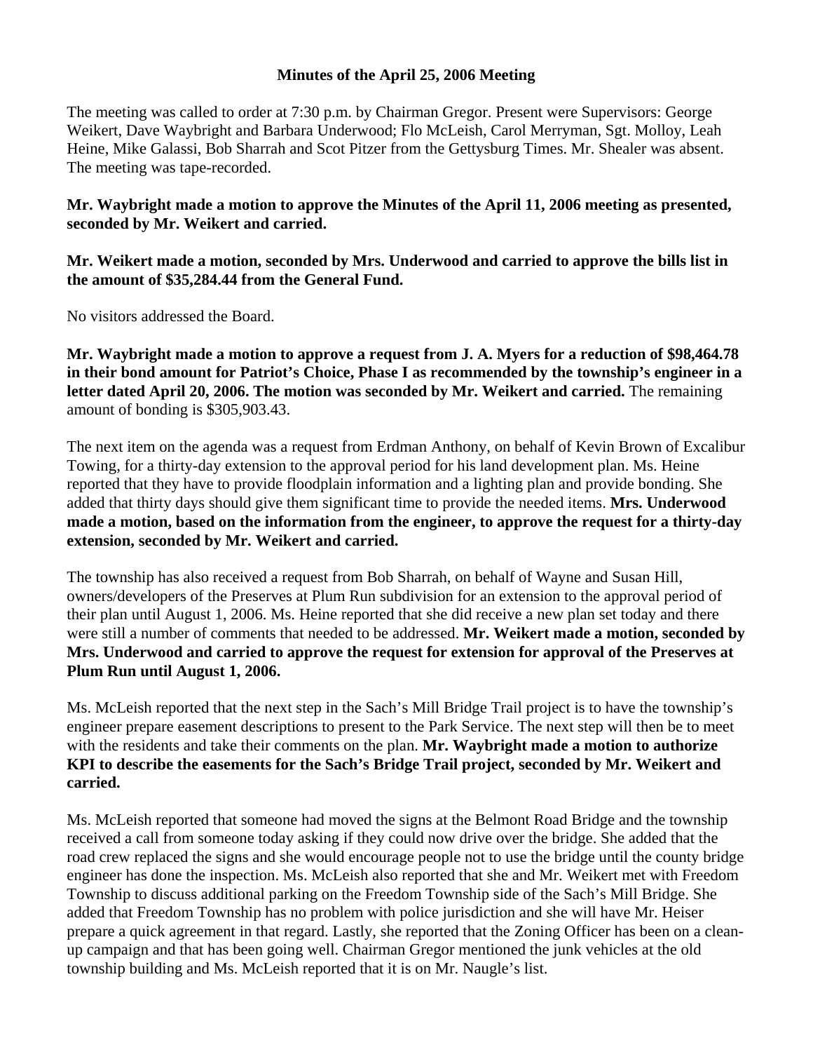**Minutes of the April 25, 2006 Meeting**

The meeting was called to order at 7:30 p.m. by Chairman Gregor. Present were Supervisors: George Weikert, Dave Waybright and Barbara Underwood; Flo McLeish, Carol Merryman, Sgt. Molloy, Leah Heine, Mike Galassi, Bob Sharrah and Scot Pitzer from the Gettysburg Times. Mr. Shealer was absent. The meeting was tape-recorded.

**Mr. Waybright made a motion to approve the Minutes of the April 11, 2006 meeting as presented, seconded by Mr. Weikert and carried.**

**Mr. Weikert made a motion, seconded by Mrs. Underwood and carried to approve the bills list in the amount of $35,284.44 from the General Fund.**

No visitors addressed the Board.

**Mr. Waybright made a motion to approve a request from J. A. Myers for a reduction of $98,464.78 in their bond amount for Patriot's Choice, Phase I as recommended by the township's engineer in a letter dated April 20, 2006. The motion was seconded by Mr. Weikert and carried.** The remaining amount of bonding is $305,903.43.

The next item on the agenda was a request from Erdman Anthony, on behalf of Kevin Brown of Excalibur Towing, for a thirty-day extension to the approval period for his land development plan. Ms. Heine reported that they have to provide floodplain information and a lighting plan and provide bonding. She added that thirty days should give them significant time to provide the needed items. **Mrs. Underwood made a motion, based on the information from the engineer, to approve the request for a thirty-day extension, seconded by Mr. Weikert and carried.**

The township has also received a request from Bob Sharrah, on behalf of Wayne and Susan Hill, owners/developers of the Preserves at Plum Run subdivision for an extension to the approval period of their plan until August 1, 2006. Ms. Heine reported that she did receive a new plan set today and there were still a number of comments that needed to be addressed. **Mr. Weikert made a motion, seconded by Mrs. Underwood and carried to approve the request for extension for approval of the Preserves at Plum Run until August 1, 2006.**

Ms. McLeish reported that the next step in the Sach's Mill Bridge Trail project is to have the township's engineer prepare easement descriptions to present to the Park Service. The next step will then be to meet with the residents and take their comments on the plan. **Mr. Waybright made a motion to authorize KPI to describe the easements for the Sach's Bridge Trail project, seconded by Mr. Weikert and carried.**

Ms. McLeish reported that someone had moved the signs at the Belmont Road Bridge and the township received a call from someone today asking if they could now drive over the bridge. She added that the road crew replaced the signs and she would encourage people not to use the bridge until the county bridge engineer has done the inspection. Ms. McLeish also reported that she and Mr. Weikert met with Freedom Township to discuss additional parking on the Freedom Township side of the Sach's Mill Bridge. She added that Freedom Township has no problem with police jurisdiction and she will have Mr. Heiser prepare a quick agreement in that regard. Lastly, she reported that the Zoning Officer has been on a clean-up campaign and that has been going well. Chairman Gregor mentioned the junk vehicles at the old township building and Ms. McLeish reported that it is on Mr. Naugle's list.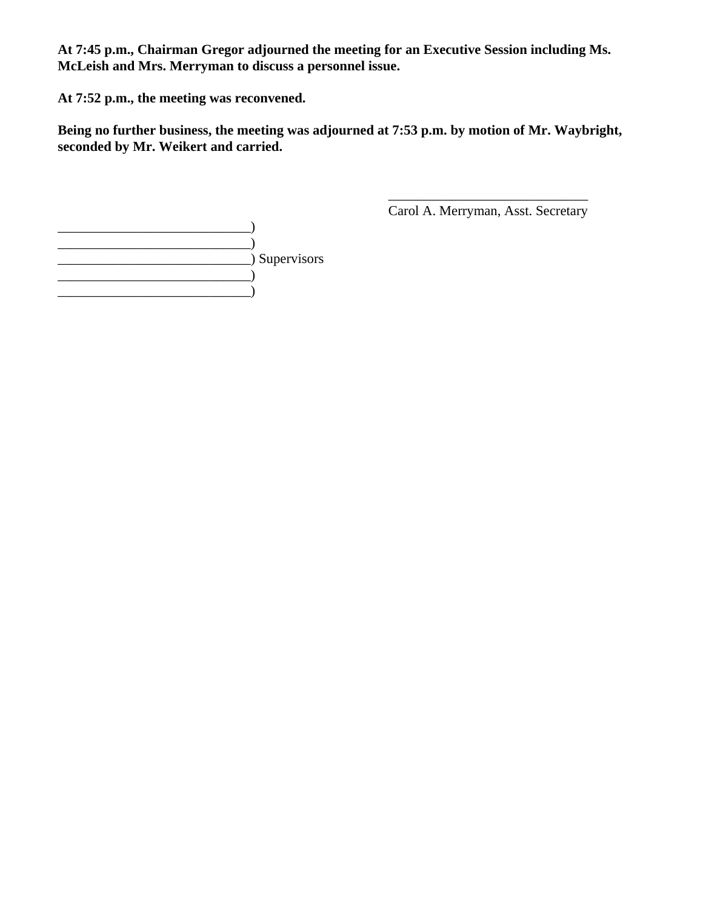**At 7:45 p.m., Chairman Gregor adjourned the meeting for an Executive Session including Ms. McLeish and Mrs. Merryman to discuss a personnel issue.**

**At 7:52 p.m., the meeting was reconvened.**

**Being no further business, the meeting was adjourned at 7:53 p.m. by motion of Mr. Waybright, seconded by Mr. Weikert and carried.**

______________________________
Carol A. Merryman, Asst. Secretary

_____________________________)
_____________________________)
_____________________________) Supervisors
_____________________________)
_____________________________)